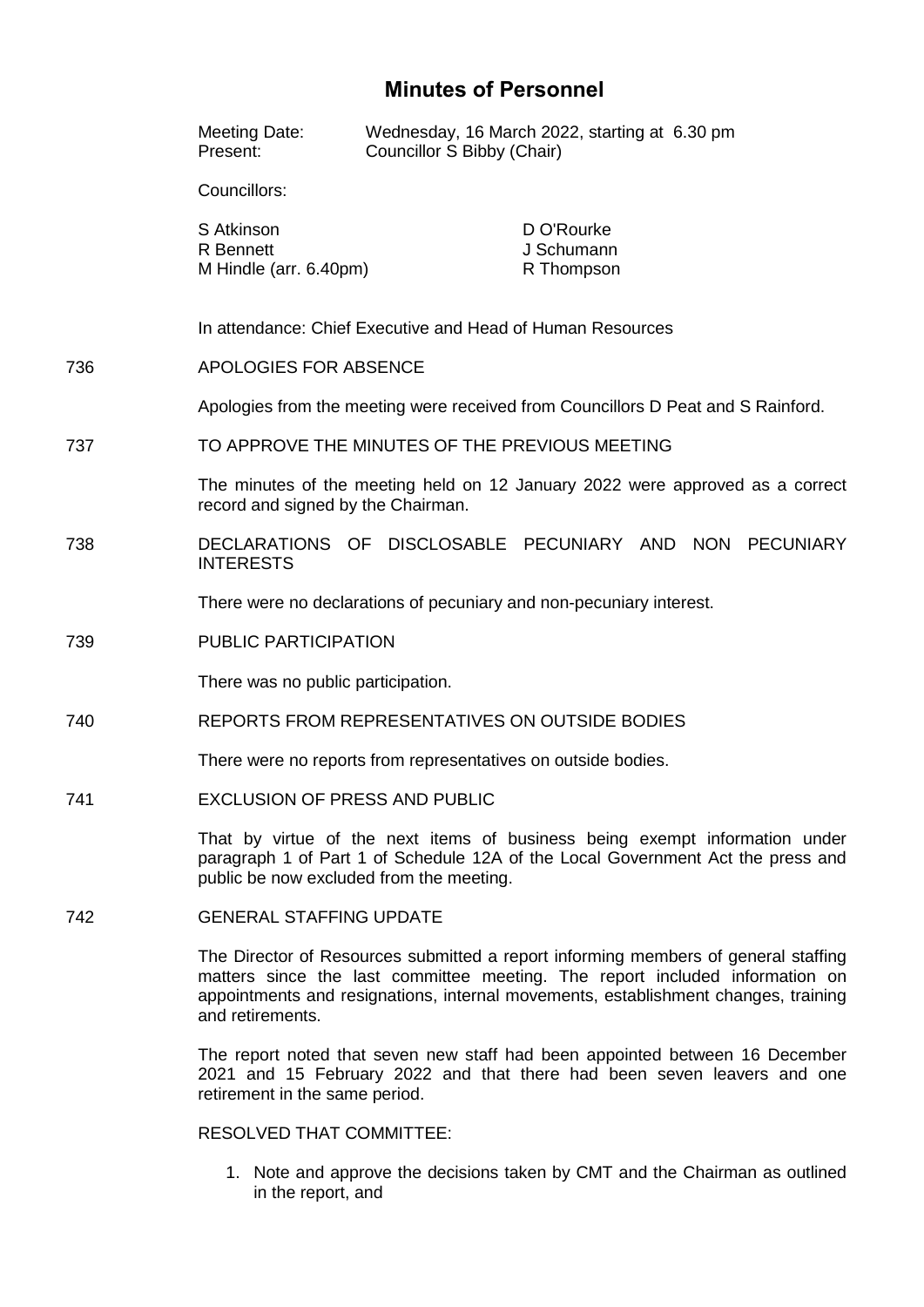# Minutes of Personnel

Meeting Date: Wednesday, 16 March 2022, starting at 6.30 pm
Present: Councillor S Bibby (Chair)

Councillors:

| | |
|---|---|
| S Atkinson | D O'Rourke |
| R Bennett | J Schumann |
| M Hindle (arr. 6.40pm) | R Thompson |

In attendance: Chief Executive and Head of Human Resources

**736 APOLOGIES FOR ABSENCE**

Apologies from the meeting were received from Councillors D Peat and S Rainford.

**737 TO APPROVE THE MINUTES OF THE PREVIOUS MEETING**

The minutes of the meeting held on 12 January 2022 were approved as a correct record and signed by the Chairman.

**738 DECLARATIONS OF DISCLOSABLE PECUNIARY AND NON PECUNIARY INTERESTS**

There were no declarations of pecuniary and non-pecuniary interest.

**739 PUBLIC PARTICIPATION**

There was no public participation.

**740 REPORTS FROM REPRESENTATIVES ON OUTSIDE BODIES**

There were no reports from representatives on outside bodies.

**741 EXCLUSION OF PRESS AND PUBLIC**

That by virtue of the next items of business being exempt information under paragraph 1 of Part 1 of Schedule 12A of the Local Government Act the press and public be now excluded from the meeting.

**742 GENERAL STAFFING UPDATE**

The Director of Resources submitted a report informing members of general staffing matters since the last committee meeting. The report included information on appointments and resignations, internal movements, establishment changes, training and retirements.

The report noted that seven new staff had been appointed between 16 December 2021 and 15 February 2022 and that there had been seven leavers and one retirement in the same period.

RESOLVED THAT COMMITTEE:

1. Note and approve the decisions taken by CMT and the Chairman as outlined in the report, and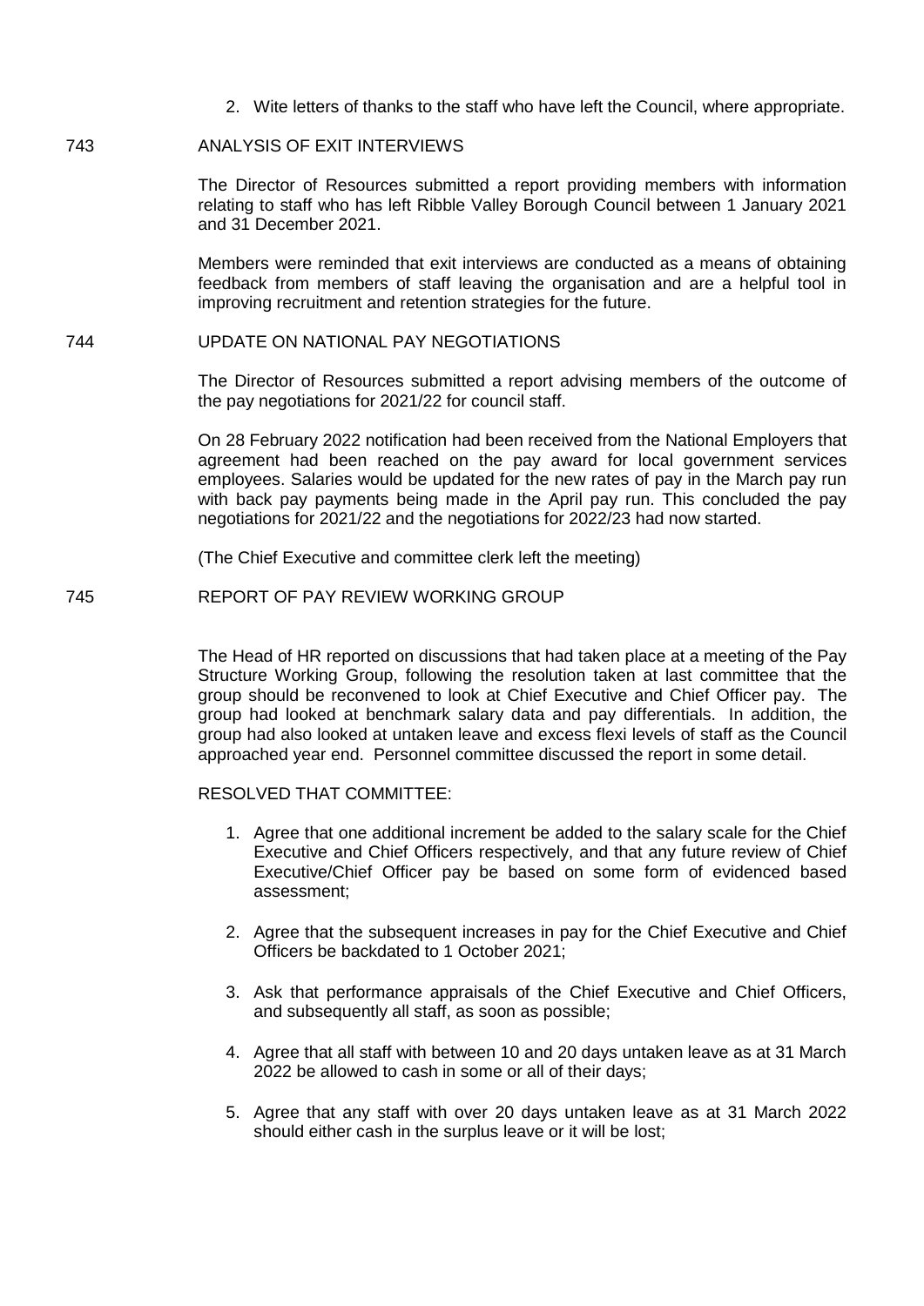2. Wite letters of thanks to the staff who have left the Council, where appropriate.

743 ANALYSIS OF EXIT INTERVIEWS

The Director of Resources submitted a report providing members with information relating to staff who has left Ribble Valley Borough Council between 1 January 2021 and 31 December 2021.

Members were reminded that exit interviews are conducted as a means of obtaining feedback from members of staff leaving the organisation and are a helpful tool in improving recruitment and retention strategies for the future.

744 UPDATE ON NATIONAL PAY NEGOTIATIONS

The Director of Resources submitted a report advising members of the outcome of the pay negotiations for 2021/22 for council staff.

On 28 February 2022 notification had been received from the National Employers that agreement had been reached on the pay award for local government services employees. Salaries would be updated for the new rates of pay in the March pay run with back pay payments being made in the April pay run. This concluded the pay negotiations for 2021/22 and the negotiations for 2022/23 had now started.

(The Chief Executive and committee clerk left the meeting)

745 REPORT OF PAY REVIEW WORKING GROUP

The Head of HR reported on discussions that had taken place at a meeting of the Pay Structure Working Group, following the resolution taken at last committee that the group should be reconvened to look at Chief Executive and Chief Officer pay. The group had looked at benchmark salary data and pay differentials. In addition, the group had also looked at untaken leave and excess flexi levels of staff as the Council approached year end. Personnel committee discussed the report in some detail.

RESOLVED THAT COMMITTEE:

1. Agree that one additional increment be added to the salary scale for the Chief Executive and Chief Officers respectively, and that any future review of Chief Executive/Chief Officer pay be based on some form of evidenced based assessment;

2. Agree that the subsequent increases in pay for the Chief Executive and Chief Officers be backdated to 1 October 2021;

3. Ask that performance appraisals of the Chief Executive and Chief Officers, and subsequently all staff, as soon as possible;

4. Agree that all staff with between 10 and 20 days untaken leave as at 31 March 2022 be allowed to cash in some or all of their days;

5. Agree that any staff with over 20 days untaken leave as at 31 March 2022 should either cash in the surplus leave or it will be lost;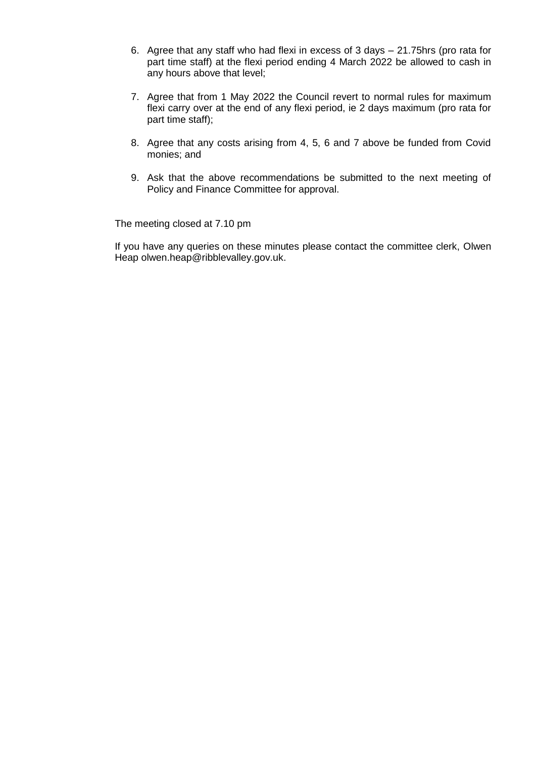6. Agree that any staff who had flexi in excess of 3 days – 21.75hrs (pro rata for part time staff) at the flexi period ending 4 March 2022 be allowed to cash in any hours above that level;

7. Agree that from 1 May 2022 the Council revert to normal rules for maximum flexi carry over at the end of any flexi period, ie 2 days maximum (pro rata for part time staff);

8. Agree that any costs arising from 4, 5, 6 and 7 above be funded from Covid monies; and

9. Ask that the above recommendations be submitted to the next meeting of Policy and Finance Committee for approval.

The meeting closed at 7.10 pm

If you have any queries on these minutes please contact the committee clerk, Olwen Heap olwen.heap@ribblevalley.gov.uk.